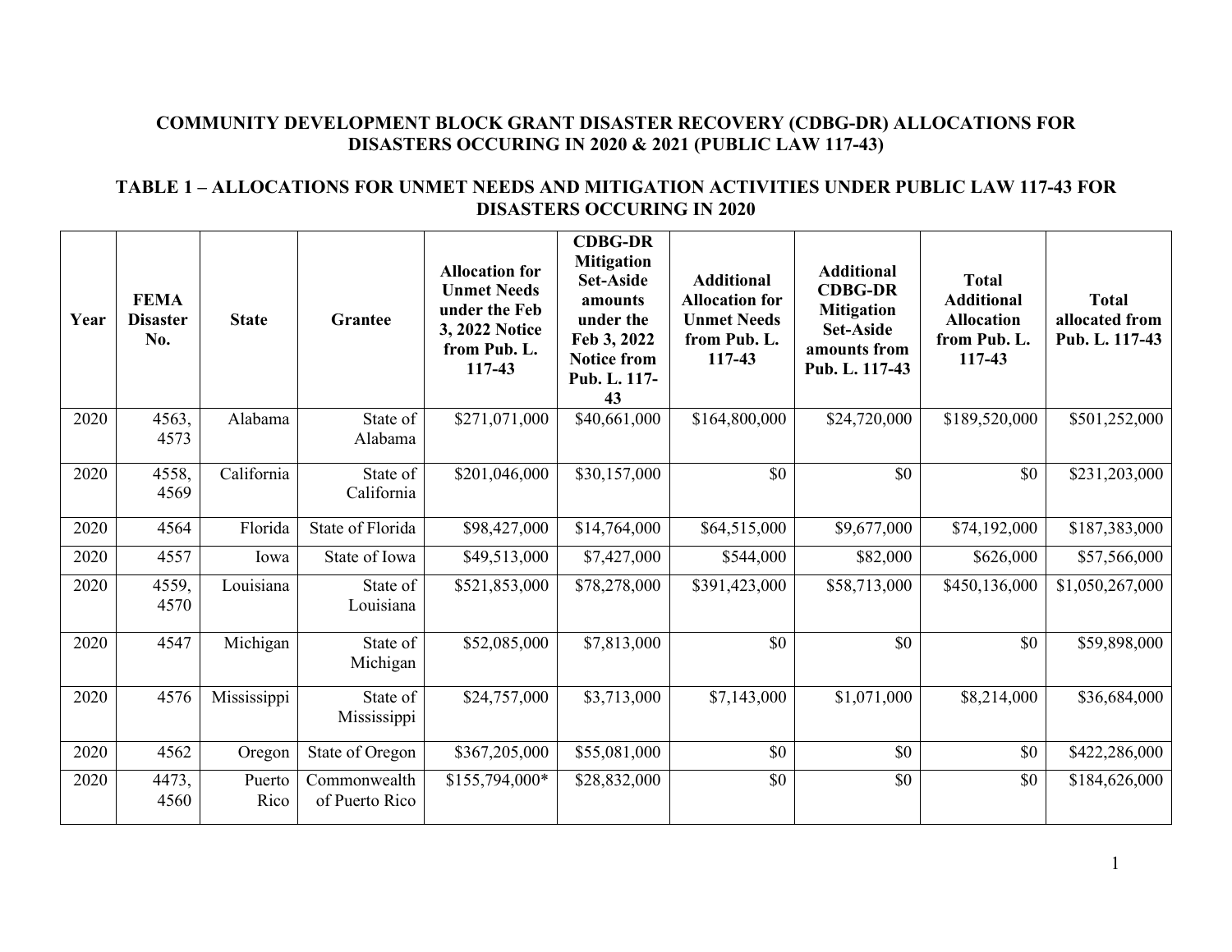# COMMUNITY DEVELOPMENT BLOCK GRANT DISASTER RECOVERY (CDBG-DR) ALLOCATIONS FOR DISASTERS OCCURING IN 2020 & 2021 (PUBLIC LAW 117-43)

## TABLE 1 – ALLOCATIONS FOR UNMET NEEDS AND MITIGATION ACTIVITIES UNDER PUBLIC LAW 117-43 FOR DISASTERS OCCURING IN 2020

| Year | FEMA Disaster No. | State | Grantee | Allocation for Unmet Needs under the Feb 3, 2022 Notice from Pub. L. 117-43 | CDBG-DR Mitigation Set-Aside amounts under the Feb 3, 2022 Notice from Pub. L. 117-43 | Additional Allocation for Unmet Needs from Pub. L. 117-43 | Additional CDBG-DR Mitigation Set-Aside amounts from Pub. L. 117-43 | Total Additional Allocation from Pub. L. 117-43 | Total allocated from Pub. L. 117-43 |
|---|---|---|---|---|---|---|---|---|---|
| 2020 | 4563, 4573 | Alabama | State of Alabama | $271,071,000 | $40,661,000 | $164,800,000 | $24,720,000 | $189,520,000 | $501,252,000 |
| 2020 | 4558, 4569 | California | State of California | $201,046,000 | $30,157,000 | $0 | $0 | $0 | $231,203,000 |
| 2020 | 4564 | Florida | State of Florida | $98,427,000 | $14,764,000 | $64,515,000 | $9,677,000 | $74,192,000 | $187,383,000 |
| 2020 | 4557 | Iowa | State of Iowa | $49,513,000 | $7,427,000 | $544,000 | $82,000 | $626,000 | $57,566,000 |
| 2020 | 4559, 4570 | Louisiana | State of Louisiana | $521,853,000 | $78,278,000 | $391,423,000 | $58,713,000 | $450,136,000 | $1,050,267,000 |
| 2020 | 4547 | Michigan | State of Michigan | $52,085,000 | $7,813,000 | $0 | $0 | $0 | $59,898,000 |
| 2020 | 4576 | Mississippi | State of Mississippi | $24,757,000 | $3,713,000 | $7,143,000 | $1,071,000 | $8,214,000 | $36,684,000 |
| 2020 | 4562 | Oregon | State of Oregon | $367,205,000 | $55,081,000 | $0 | $0 | $0 | $422,286,000 |
| 2020 | 4473, 4560 | Puerto Rico | Commonwealth of Puerto Rico | $155,794,000* | $28,832,000 | $0 | $0 | $0 | $184,626,000 |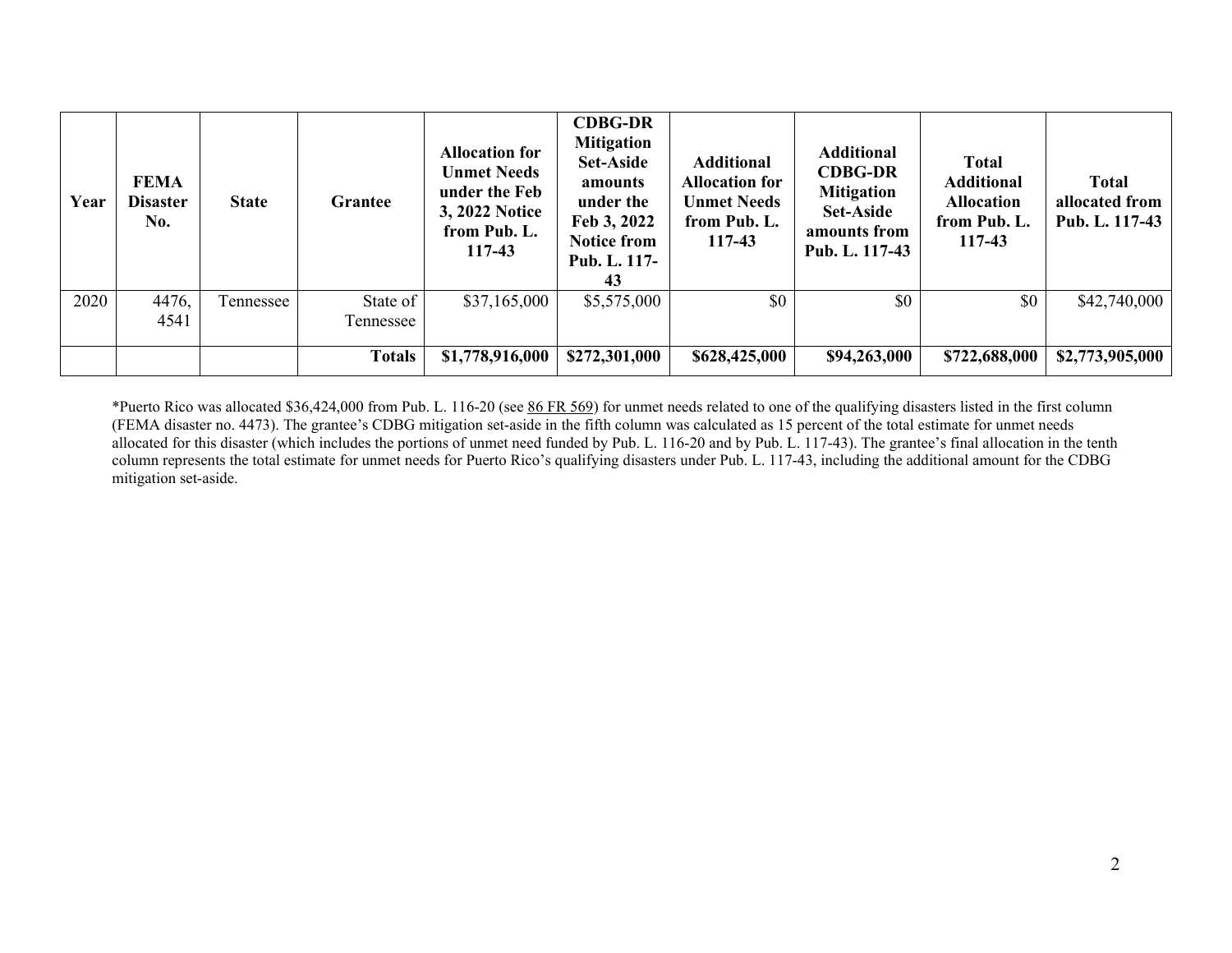| Year | FEMA Disaster No. | State | Grantee | Allocation for Unmet Needs under the Feb 3, 2022 Notice from Pub. L. 117-43 | CDBG-DR Mitigation Set-Aside amounts under the Feb 3, 2022 Notice from Pub. L. 117-43 | Additional Allocation for Unmet Needs from Pub. L. 117-43 | Additional CDBG-DR Mitigation Set-Aside amounts from Pub. L. 117-43 | Total Additional Allocation from Pub. L. 117-43 | Total allocated from Pub. L. 117-43 |
|---|---|---|---|---|---|---|---|---|---|
| 2020 | 4476, 4541 | Tennessee | State of Tennessee | $37,165,000 | $5,575,000 | $0 | $0 | $0 | $42,740,000 |
| | | | **Totals** | **$1,778,916,000** | **$272,301,000** | **$628,425,000** | **$94,263,000** | **$722,688,000** | **$2,773,905,000** |

*Puerto Rico was allocated $36,424,000 from Pub. L. 116-20 (see 86 FR 569) for unmet needs related to one of the qualifying disasters listed in the first column (FEMA disaster no. 4473). The grantee's CDBG mitigation set-aside in the fifth column was calculated as 15 percent of the total estimate for unmet needs allocated for this disaster (which includes the portions of unmet need funded by Pub. L. 116-20 and by Pub. L. 117-43). The grantee's final allocation in the tenth column represents the total estimate for unmet needs for Puerto Rico's qualifying disasters under Pub. L. 117-43, including the additional amount for the CDBG mitigation set-aside.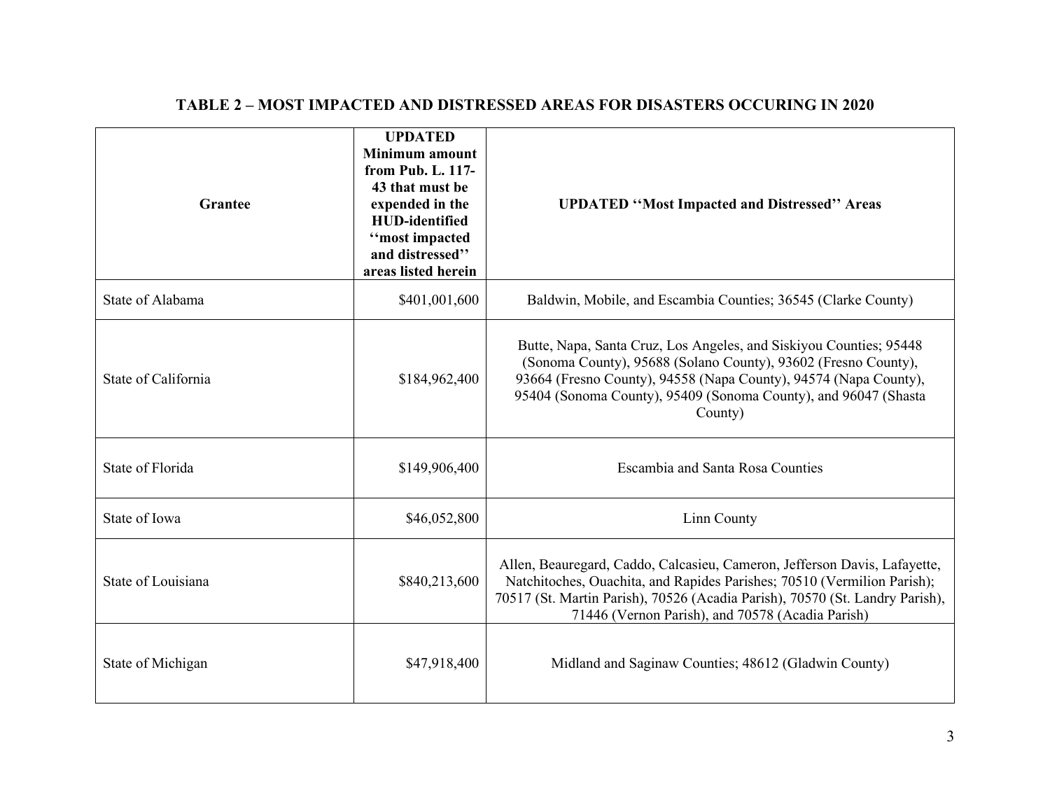## TABLE 2 – MOST IMPACTED AND DISTRESSED AREAS FOR DISASTERS OCCURING IN 2020

| Grantee | UPDATED Minimum amount from Pub. L. 117-43 that must be expended in the HUD-identified ''most impacted and distressed'' areas listed herein | UPDATED ''Most Impacted and Distressed'' Areas |
|---|---|---|
| State of Alabama | $401,001,600 | Baldwin, Mobile, and Escambia Counties; 36545 (Clarke County) |
| State of California | $184,962,400 | Butte, Napa, Santa Cruz, Los Angeles, and Siskiyou Counties; 95448 (Sonoma County), 95688 (Solano County), 93602 (Fresno County), 93664 (Fresno County), 94558 (Napa County), 94574 (Napa County), 95404 (Sonoma County), 95409 (Sonoma County), and 96047 (Shasta County) |
| State of Florida | $149,906,400 | Escambia and Santa Rosa Counties |
| State of Iowa | $46,052,800 | Linn County |
| State of Louisiana | $840,213,600 | Allen, Beauregard, Caddo, Calcasieu, Cameron, Jefferson Davis, Lafayette, Natchitoches, Ouachita, and Rapides Parishes; 70510 (Vermilion Parish); 70517 (St. Martin Parish), 70526 (Acadia Parish), 70570 (St. Landry Parish), 71446 (Vernon Parish), and 70578 (Acadia Parish) |
| State of Michigan | $47,918,400 | Midland and Saginaw Counties; 48612 (Gladwin County) |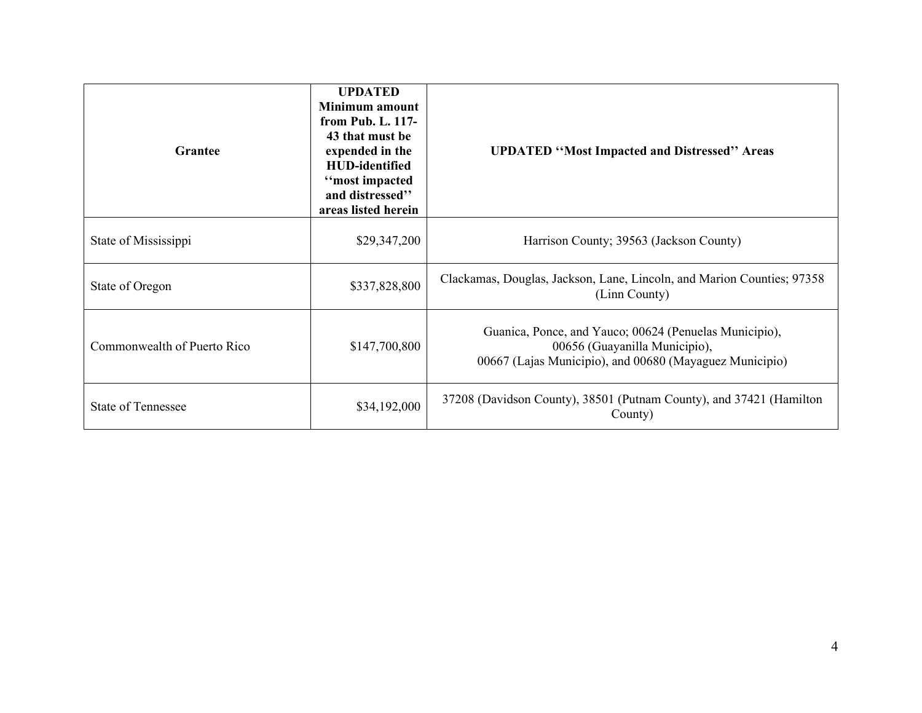| Grantee | UPDATED Minimum amount from Pub. L. 117-43 that must be expended in the HUD-identified ''most impacted and distressed'' areas listed herein | UPDATED ''Most Impacted and Distressed'' Areas |
|---|---|---|
| State of Mississippi | $29,347,200 | Harrison County; 39563 (Jackson County) |
| State of Oregon | $337,828,800 | Clackamas, Douglas, Jackson, Lane, Lincoln, and Marion Counties; 97358 (Linn County) |
| Commonwealth of Puerto Rico | $147,700,800 | Guanica, Ponce, and Yauco; 00624 (Penuelas Municipio), 00656 (Guayanilla Municipio), 00667 (Lajas Municipio), and 00680 (Mayaguez Municipio) |
| State of Tennessee | $34,192,000 | 37208 (Davidson County), 38501 (Putnam County), and 37421 (Hamilton County) |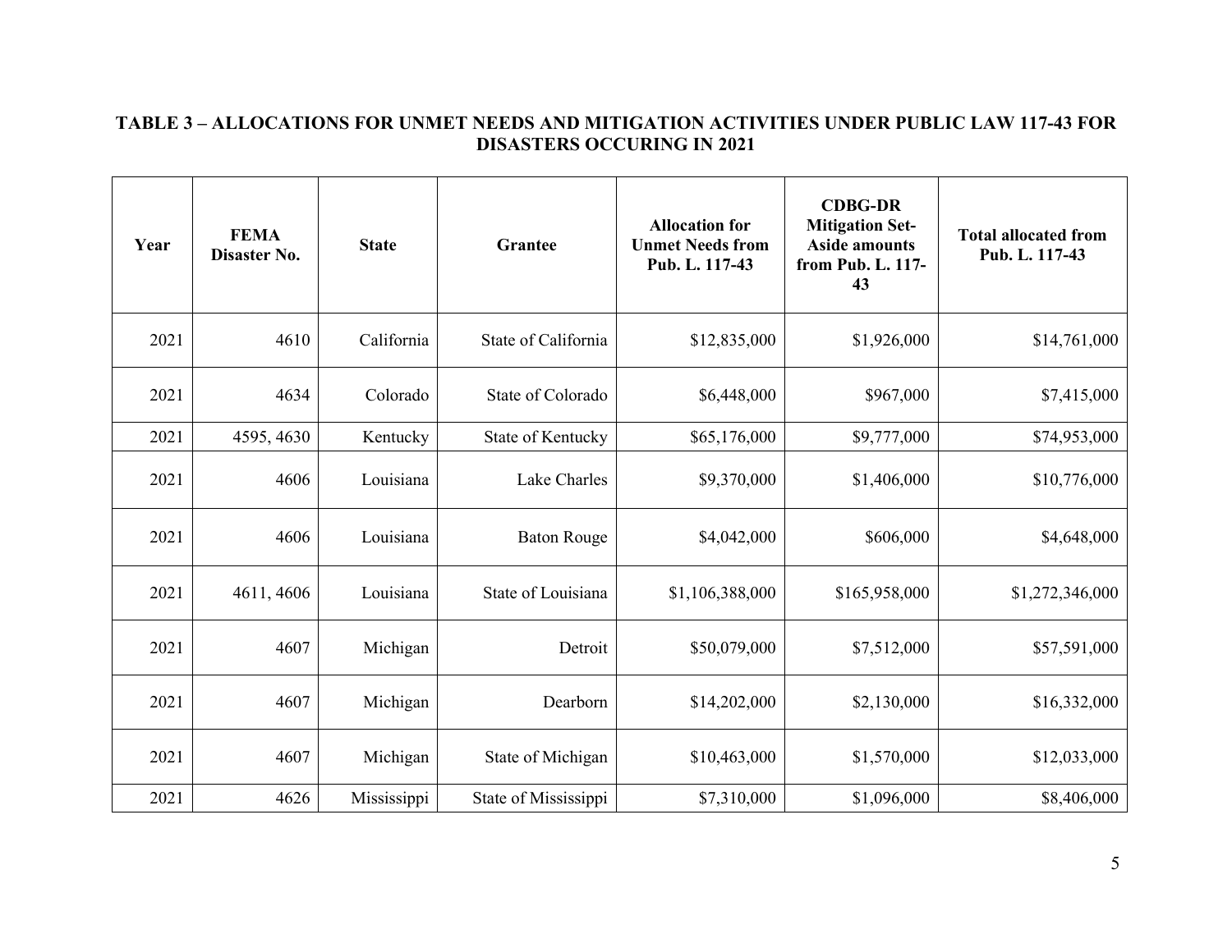**TABLE 3 – ALLOCATIONS FOR UNMET NEEDS AND MITIGATION ACTIVITIES UNDER PUBLIC LAW 117-43 FOR DISASTERS OCCURING IN 2021**

| Year | FEMA Disaster No. | State | Grantee | Allocation for Unmet Needs from Pub. L. 117-43 | CDBG-DR Mitigation Set-Aside amounts from Pub. L. 117-43 | Total allocated from Pub. L. 117-43 |
|---|---|---|---|---|---|---|
| 2021 | 4610 | California | State of California | $12,835,000 | $1,926,000 | $14,761,000 |
| 2021 | 4634 | Colorado | State of Colorado | $6,448,000 | $967,000 | $7,415,000 |
| 2021 | 4595, 4630 | Kentucky | State of Kentucky | $65,176,000 | $9,777,000 | $74,953,000 |
| 2021 | 4606 | Louisiana | Lake Charles | $9,370,000 | $1,406,000 | $10,776,000 |
| 2021 | 4606 | Louisiana | Baton Rouge | $4,042,000 | $606,000 | $4,648,000 |
| 2021 | 4611, 4606 | Louisiana | State of Louisiana | $1,106,388,000 | $165,958,000 | $1,272,346,000 |
| 2021 | 4607 | Michigan | Detroit | $50,079,000 | $7,512,000 | $57,591,000 |
| 2021 | 4607 | Michigan | Dearborn | $14,202,000 | $2,130,000 | $16,332,000 |
| 2021 | 4607 | Michigan | State of Michigan | $10,463,000 | $1,570,000 | $12,033,000 |
| 2021 | 4626 | Mississippi | State of Mississippi | $7,310,000 | $1,096,000 | $8,406,000 |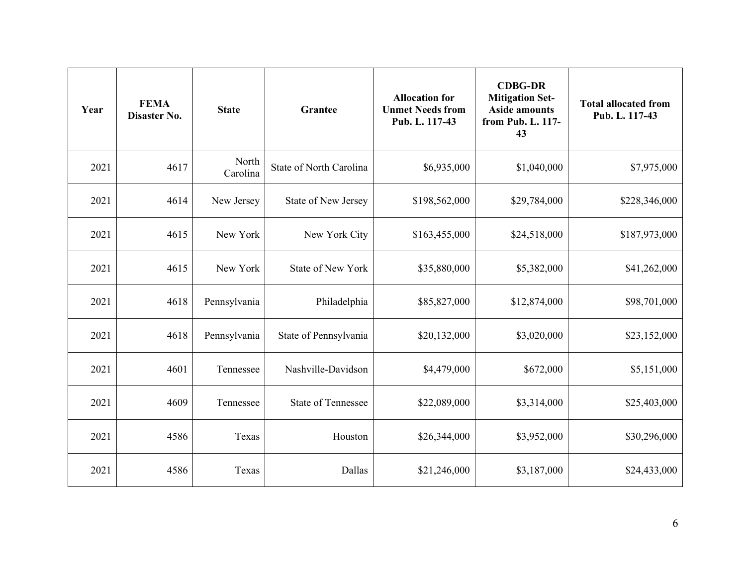| Year | FEMA Disaster No. | State | Grantee | Allocation for Unmet Needs from Pub. L. 117-43 | CDBG-DR Mitigation Set-Aside amounts from Pub. L. 117-43 | Total allocated from Pub. L. 117-43 |
|---|---|---|---|---|---|---|
| 2021 | 4617 | North Carolina | State of North Carolina | $6,935,000 | $1,040,000 | $7,975,000 |
| 2021 | 4614 | New Jersey | State of New Jersey | $198,562,000 | $29,784,000 | $228,346,000 |
| 2021 | 4615 | New York | New York City | $163,455,000 | $24,518,000 | $187,973,000 |
| 2021 | 4615 | New York | State of New York | $35,880,000 | $5,382,000 | $41,262,000 |
| 2021 | 4618 | Pennsylvania | Philadelphia | $85,827,000 | $12,874,000 | $98,701,000 |
| 2021 | 4618 | Pennsylvania | State of Pennsylvania | $20,132,000 | $3,020,000 | $23,152,000 |
| 2021 | 4601 | Tennessee | Nashville-Davidson | $4,479,000 | $672,000 | $5,151,000 |
| 2021 | 4609 | Tennessee | State of Tennessee | $22,089,000 | $3,314,000 | $25,403,000 |
| 2021 | 4586 | Texas | Houston | $26,344,000 | $3,952,000 | $30,296,000 |
| 2021 | 4586 | Texas | Dallas | $21,246,000 | $3,187,000 | $24,433,000 |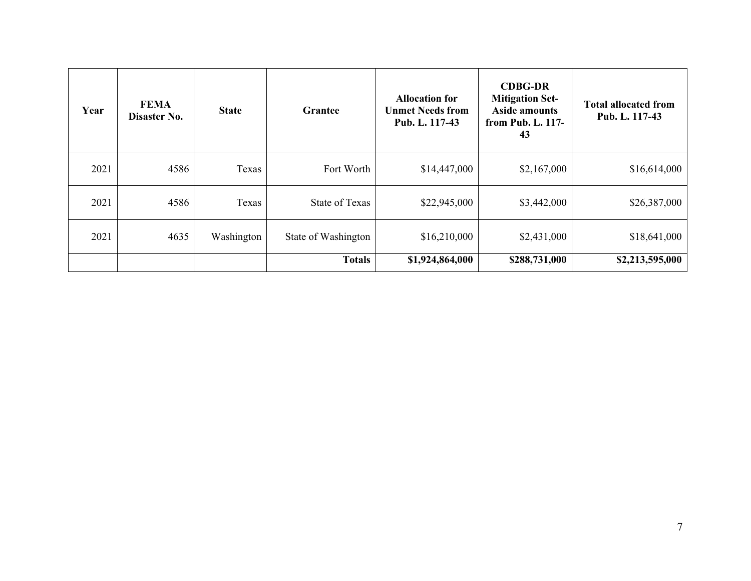| Year | FEMA Disaster No. | State | Grantee | Allocation for Unmet Needs from Pub. L. 117-43 | CDBG-DR Mitigation Set-Aside amounts from Pub. L. 117-43 | Total allocated from Pub. L. 117-43 |
|---|---|---|---|---|---|---|
| 2021 | 4586 | Texas | Fort Worth | $14,447,000 | $2,167,000 | $16,614,000 |
| 2021 | 4586 | Texas | State of Texas | $22,945,000 | $3,442,000 | $26,387,000 |
| 2021 | 4635 | Washington | State of Washington | $16,210,000 | $2,431,000 | $18,641,000 |
| | | | **Totals** | **$1,924,864,000** | **$288,731,000** | **$2,213,595,000** |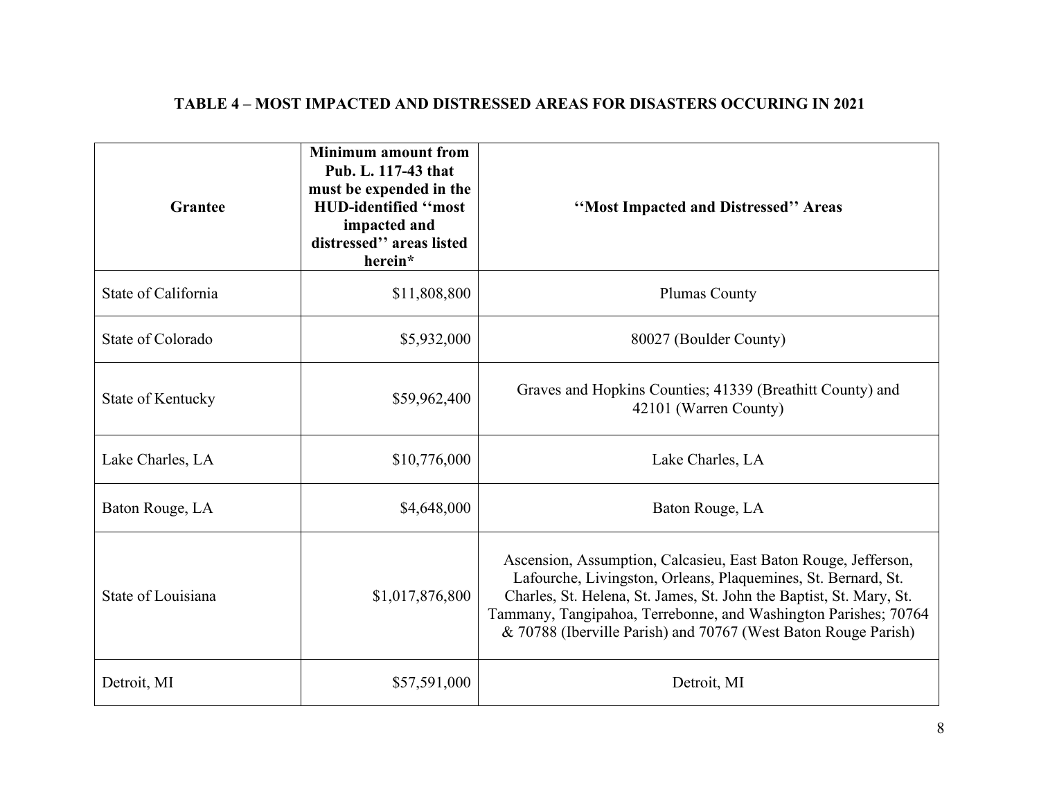**TABLE 4 – MOST IMPACTED AND DISTRESSED AREAS FOR DISASTERS OCCURING IN 2021**

| Grantee | Minimum amount from Pub. L. 117-43 that must be expended in the HUD-identified ''most impacted and distressed'' areas listed herein* | ''Most Impacted and Distressed'' Areas |
|---|---|---|
| State of California | $11,808,800 | Plumas County |
| State of Colorado | $5,932,000 | 80027 (Boulder County) |
| State of Kentucky | $59,962,400 | Graves and Hopkins Counties; 41339 (Breathitt County) and 42101 (Warren County) |
| Lake Charles, LA | $10,776,000 | Lake Charles, LA |
| Baton Rouge, LA | $4,648,000 | Baton Rouge, LA |
| State of Louisiana | $1,017,876,800 | Ascension, Assumption, Calcasieu, East Baton Rouge, Jefferson, Lafourche, Livingston, Orleans, Plaquemines, St. Bernard, St. Charles, St. Helena, St. James, St. John the Baptist, St. Mary, St. Tammany, Tangipahoa, Terrebonne, and Washington Parishes; 70764 & 70788 (Iberville Parish) and 70767 (West Baton Rouge Parish) |
| Detroit, MI | $57,591,000 | Detroit, MI |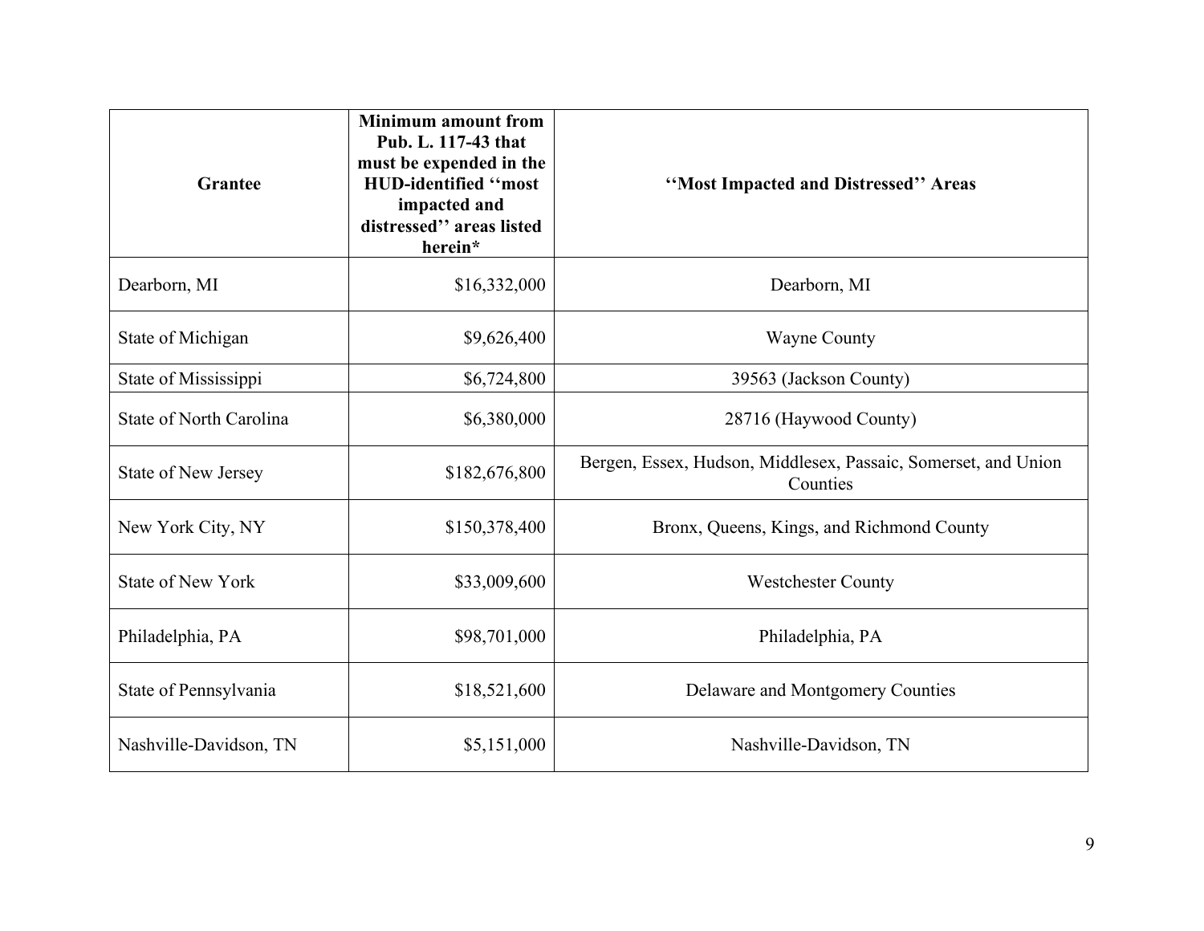| Grantee | Minimum amount from Pub. L. 117-43 that must be expended in the HUD-identified ‘‘most impacted and distressed’’ areas listed herein* | ‘‘Most Impacted and Distressed’’ Areas |
|---|---|---|
| Dearborn, MI | $16,332,000 | Dearborn, MI |
| State of Michigan | $9,626,400 | Wayne County |
| State of Mississippi | $6,724,800 | 39563 (Jackson County) |
| State of North Carolina | $6,380,000 | 28716 (Haywood County) |
| State of New Jersey | $182,676,800 | Bergen, Essex, Hudson, Middlesex, Passaic, Somerset, and Union Counties |
| New York City, NY | $150,378,400 | Bronx, Queens, Kings, and Richmond County |
| State of New York | $33,009,600 | Westchester County |
| Philadelphia, PA | $98,701,000 | Philadelphia, PA |
| State of Pennsylvania | $18,521,600 | Delaware and Montgomery Counties |
| Nashville-Davidson, TN | $5,151,000 | Nashville-Davidson, TN |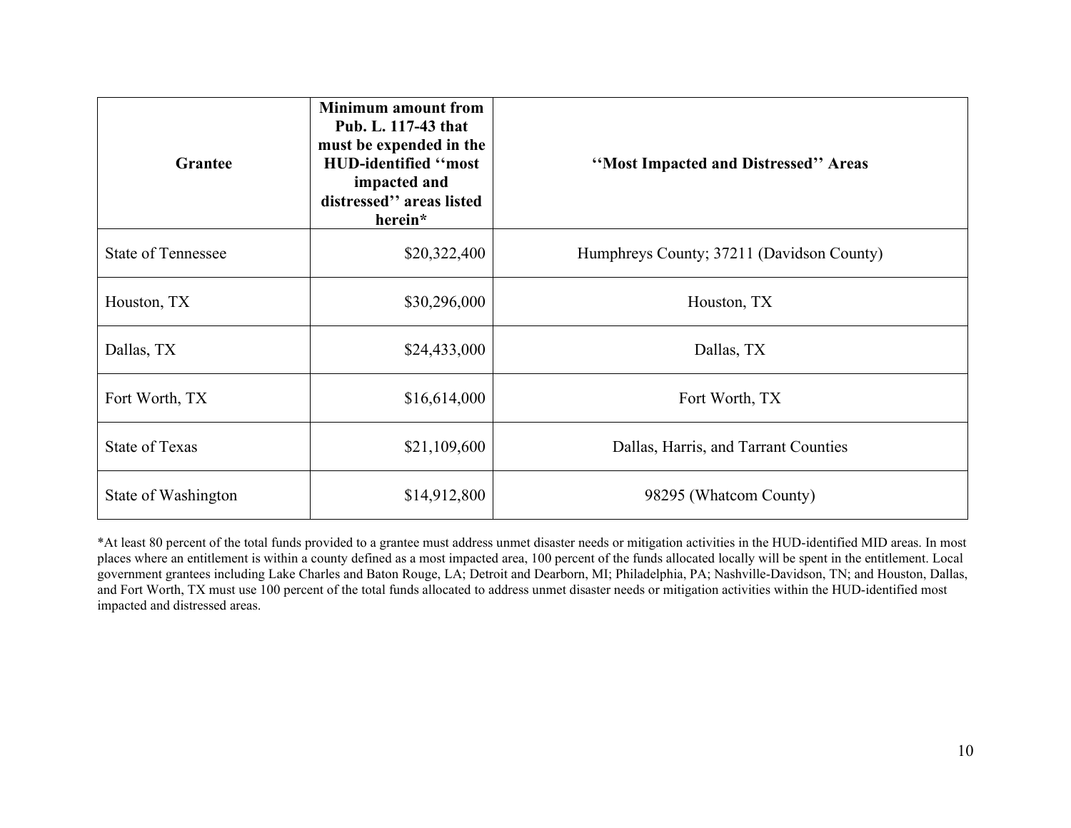| Grantee | Minimum amount from Pub. L. 117-43 that must be expended in the HUD-identified ‘‘most impacted and distressed’’ areas listed herein* | ‘‘Most Impacted and Distressed’’ Areas |
|---|---:|:---:|
| State of Tennessee | $20,322,400 | Humphreys County; 37211 (Davidson County) |
| Houston, TX | $30,296,000 | Houston, TX |
| Dallas, TX | $24,433,000 | Dallas, TX |
| Fort Worth, TX | $16,614,000 | Fort Worth, TX |
| State of Texas | $21,109,600 | Dallas, Harris, and Tarrant Counties |
| State of Washington | $14,912,800 | 98295 (Whatcom County) |

*At least 80 percent of the total funds provided to a grantee must address unmet disaster needs or mitigation activities in the HUD-identified MID areas. In most places where an entitlement is within a county defined as a most impacted area, 100 percent of the funds allocated locally will be spent in the entitlement. Local government grantees including Lake Charles and Baton Rouge, LA; Detroit and Dearborn, MI; Philadelphia, PA; Nashville-Davidson, TN; and Houston, Dallas, and Fort Worth, TX must use 100 percent of the total funds allocated to address unmet disaster needs or mitigation activities within the HUD-identified most impacted and distressed areas.